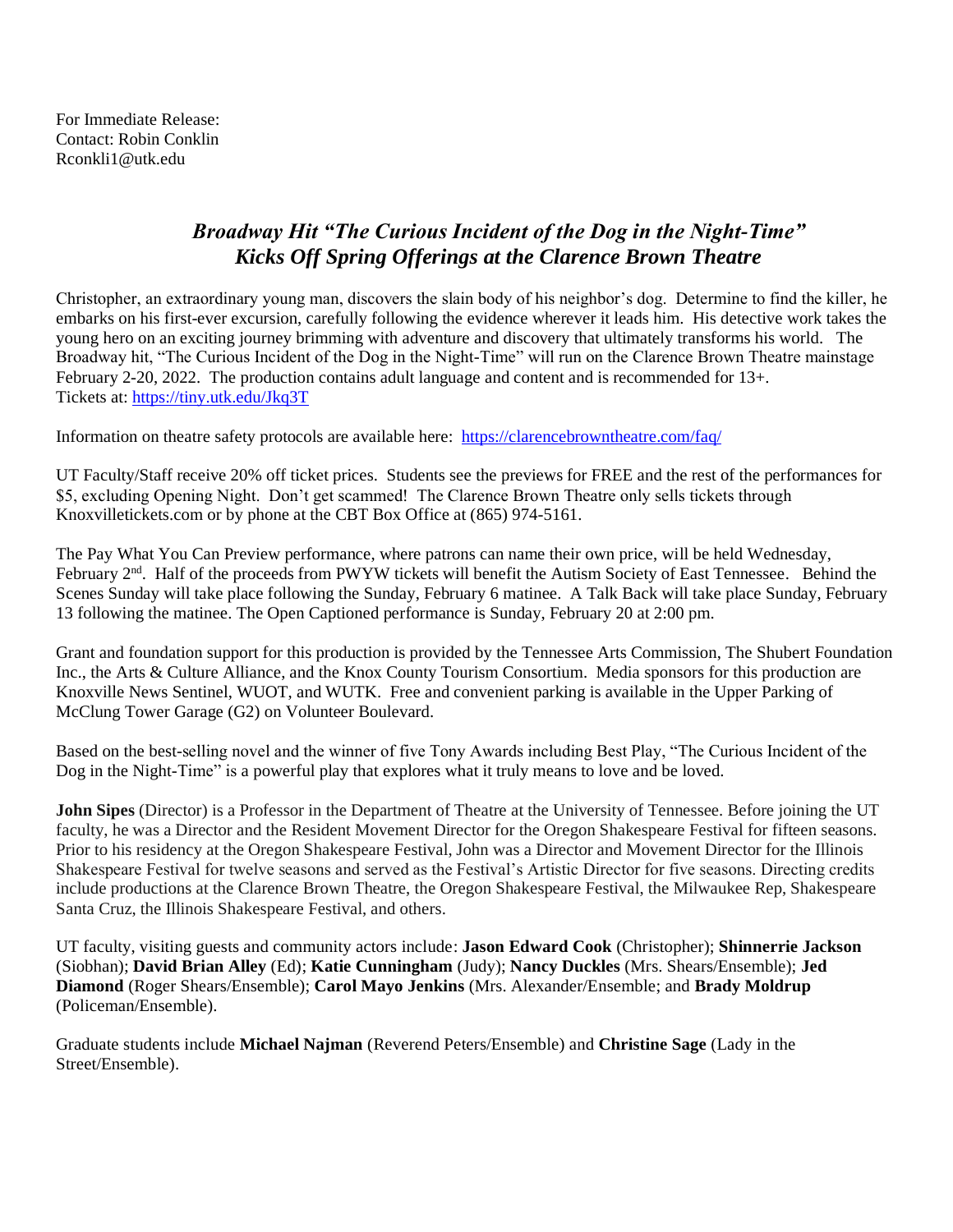For Immediate Release:
Contact: Robin Conklin
Rconkli1@utk.edu

## *Broadway Hit "The Curious Incident of the Dog in the Night-Time" Kicks Off Spring Offerings at the Clarence Brown Theatre*

Christopher, an extraordinary young man, discovers the slain body of his neighbor's dog. Determine to find the killer, he embarks on his first-ever excursion, carefully following the evidence wherever it leads him. His detective work takes the young hero on an exciting journey brimming with adventure and discovery that ultimately transforms his world. The Broadway hit, "The Curious Incident of the Dog in the Night-Time" will run on the Clarence Brown Theatre mainstage February 2-20, 2022. The production contains adult language and content and is recommended for 13+.
Tickets at: https://tiny.utk.edu/Jkq3T

Information on theatre safety protocols are available here: https://clarencebrowntheatre.com/faq/

UT Faculty/Staff receive 20% off ticket prices. Students see the previews for FREE and the rest of the performances for $5, excluding Opening Night. Don't get scammed! The Clarence Brown Theatre only sells tickets through Knoxvilletickets.com or by phone at the CBT Box Office at (865) 974-5161.

The Pay What You Can Preview performance, where patrons can name their own price, will be held Wednesday, February 2nd. Half of the proceeds from PWYW tickets will benefit the Autism Society of East Tennessee. Behind the Scenes Sunday will take place following the Sunday, February 6 matinee. A Talk Back will take place Sunday, February 13 following the matinee. The Open Captioned performance is Sunday, February 20 at 2:00 pm.

Grant and foundation support for this production is provided by the Tennessee Arts Commission, The Shubert Foundation Inc., the Arts & Culture Alliance, and the Knox County Tourism Consortium. Media sponsors for this production are Knoxville News Sentinel, WUOT, and WUTK. Free and convenient parking is available in the Upper Parking of McClung Tower Garage (G2) on Volunteer Boulevard.

Based on the best-selling novel and the winner of five Tony Awards including Best Play, "The Curious Incident of the Dog in the Night-Time" is a powerful play that explores what it truly means to love and be loved.

**John Sipes** (Director) is a Professor in the Department of Theatre at the University of Tennessee. Before joining the UT faculty, he was a Director and the Resident Movement Director for the Oregon Shakespeare Festival for fifteen seasons. Prior to his residency at the Oregon Shakespeare Festival, John was a Director and Movement Director for the Illinois Shakespeare Festival for twelve seasons and served as the Festival's Artistic Director for five seasons. Directing credits include productions at the Clarence Brown Theatre, the Oregon Shakespeare Festival, the Milwaukee Rep, Shakespeare Santa Cruz, the Illinois Shakespeare Festival, and others.

UT faculty, visiting guests and community actors include: **Jason Edward Cook** (Christopher); **Shinnerrie Jackson** (Siobhan); **David Brian Alley** (Ed); **Katie Cunningham** (Judy); **Nancy Duckles** (Mrs. Shears/Ensemble); **Jed Diamond** (Roger Shears/Ensemble); **Carol Mayo Jenkins** (Mrs. Alexander/Ensemble; and **Brady Moldrup** (Policeman/Ensemble).

Graduate students include **Michael Najman** (Reverend Peters/Ensemble) and **Christine Sage** (Lady in the Street/Ensemble).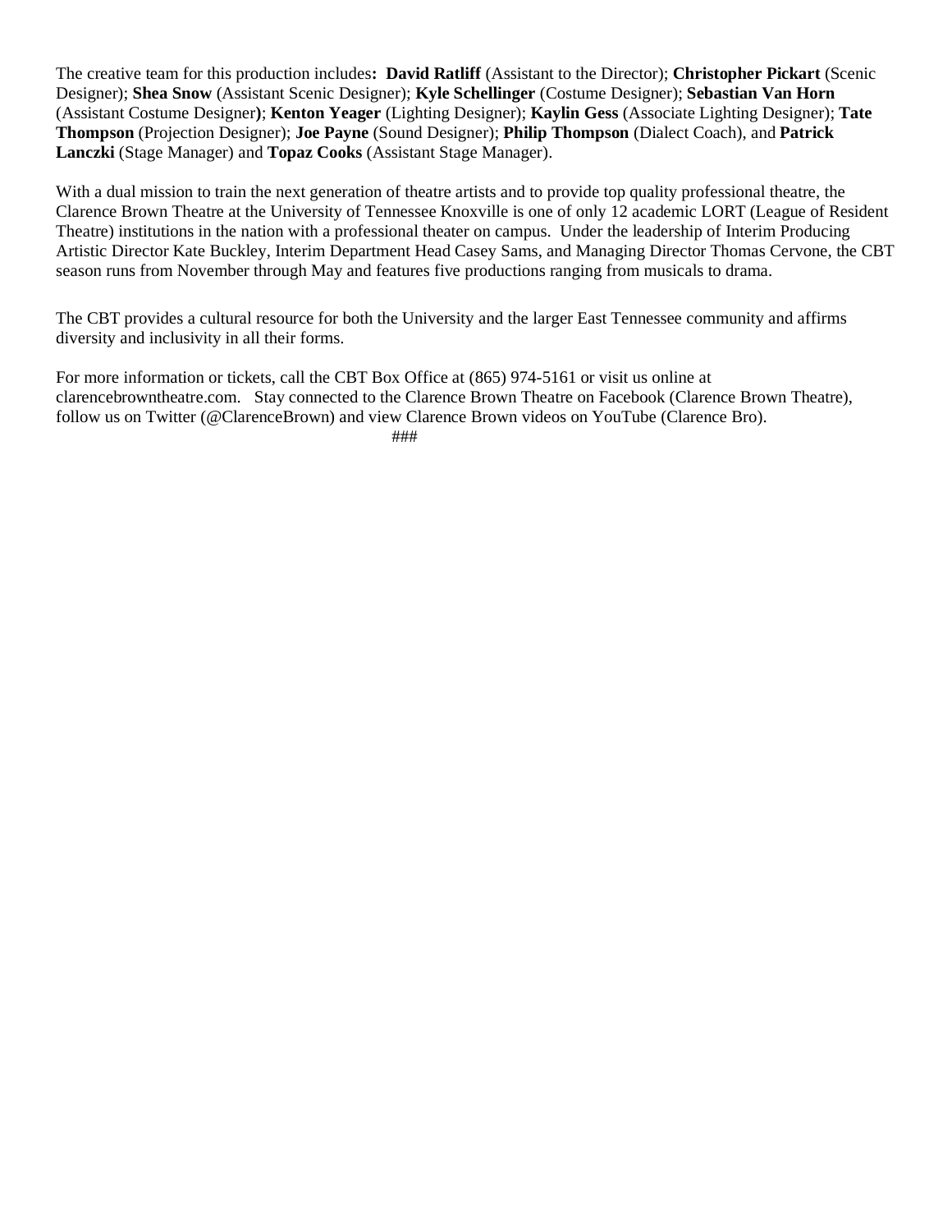The creative team for this production includes**: David Ratliff** (Assistant to the Director); **Christopher Pickart** (Scenic Designer); **Shea Snow** (Assistant Scenic Designer); **Kyle Schellinger** (Costume Designer); **Sebastian Van Horn** (Assistant Costume Designer**)**; **Kenton Yeager** (Lighting Designer); **Kaylin Gess** (Associate Lighting Designer); **Tate Thompson** (Projection Designer); **Joe Payne** (Sound Designer); **Philip Thompson** (Dialect Coach), and **Patrick Lanczki** (Stage Manager) and **Topaz Cooks** (Assistant Stage Manager).

With a dual mission to train the next generation of theatre artists and to provide top quality professional theatre, the Clarence Brown Theatre at the University of Tennessee Knoxville is one of only 12 academic LORT (League of Resident Theatre) institutions in the nation with a professional theater on campus. Under the leadership of Interim Producing Artistic Director Kate Buckley, Interim Department Head Casey Sams, and Managing Director Thomas Cervone, the CBT season runs from November through May and features five productions ranging from musicals to drama.

The CBT provides a cultural resource for both the University and the larger East Tennessee community and affirms diversity and inclusivity in all their forms.

For more information or tickets, call the CBT Box Office at (865) 974-5161 or visit us online at clarencebrowntheatre.com. Stay connected to the Clarence Brown Theatre on Facebook (Clarence Brown Theatre), follow us on Twitter (@ClarenceBrown) and view Clarence Brown videos on YouTube (Clarence Bro).

###